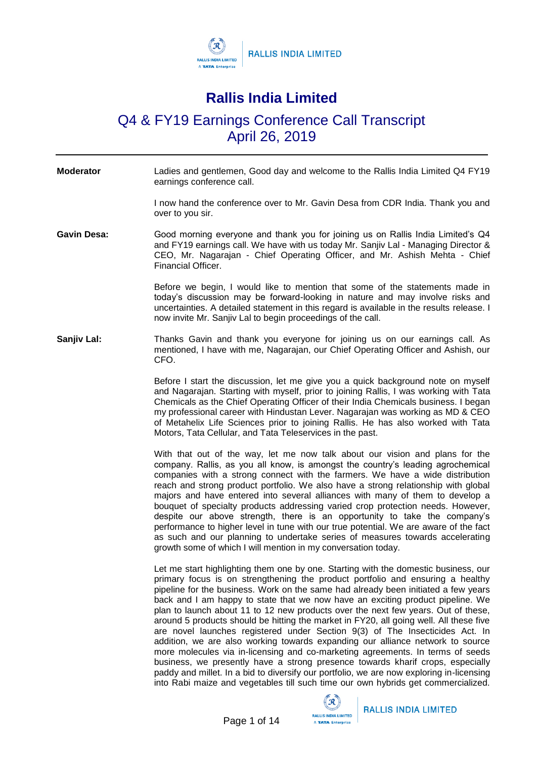# Rallis India Limited

## Q4 & FY19 Earnings Conference Call Transcript
## April 26, 2019

---

**Moderator** Ladies and gentlemen, Good day and welcome to the Rallis India Limited Q4 FY19 earnings conference call.

I now hand the conference over to Mr. Gavin Desa from CDR India. Thank you and over to you sir.

**Gavin Desa:** Good morning everyone and thank you for joining us on Rallis India Limited's Q4 and FY19 earnings call. We have with us today Mr. Sanjiv Lal - Managing Director & CEO, Mr. Nagarajan - Chief Operating Officer, and Mr. Ashish Mehta - Chief Financial Officer.

Before we begin, I would like to mention that some of the statements made in today's discussion may be forward-looking in nature and may involve risks and uncertainties. A detailed statement in this regard is available in the results release. I now invite Mr. Sanjiv Lal to begin proceedings of the call.

**Sanjiv Lal:** Thanks Gavin and thank you everyone for joining us on our earnings call. As mentioned, I have with me, Nagarajan, our Chief Operating Officer and Ashish, our CFO.

Before I start the discussion, let me give you a quick background note on myself and Nagarajan. Starting with myself, prior to joining Rallis, I was working with Tata Chemicals as the Chief Operating Officer of their India Chemicals business. I began my professional career with Hindustan Lever. Nagarajan was working as MD & CEO of Metahelix Life Sciences prior to joining Rallis. He has also worked with Tata Motors, Tata Cellular, and Tata Teleservices in the past.

With that out of the way, let me now talk about our vision and plans for the company. Rallis, as you all know, is amongst the country's leading agrochemical companies with a strong connect with the farmers. We have a wide distribution reach and strong product portfolio. We also have a strong relationship with global majors and have entered into several alliances with many of them to develop a bouquet of specialty products addressing varied crop protection needs. However, despite our above strength, there is an opportunity to take the company's performance to higher level in tune with our true potential. We are aware of the fact as such and our planning to undertake series of measures towards accelerating growth some of which I will mention in my conversation today.

Let me start highlighting them one by one. Starting with the domestic business, our primary focus is on strengthening the product portfolio and ensuring a healthy pipeline for the business. Work on the same had already been initiated a few years back and I am happy to state that we now have an exciting product pipeline. We plan to launch about 11 to 12 new products over the next few years. Out of these, around 5 products should be hitting the market in FY20, all going well. All these five are novel launches registered under Section 9(3) of The Insecticides Act. In addition, we are also working towards expanding our alliance network to source more molecules via in-licensing and co-marketing agreements. In terms of seeds business, we presently have a strong presence towards kharif crops, especially paddy and millet. In a bid to diversify our portfolio, we are now exploring in-licensing into Rabi maize and vegetables till such time our own hybrids get commercialized.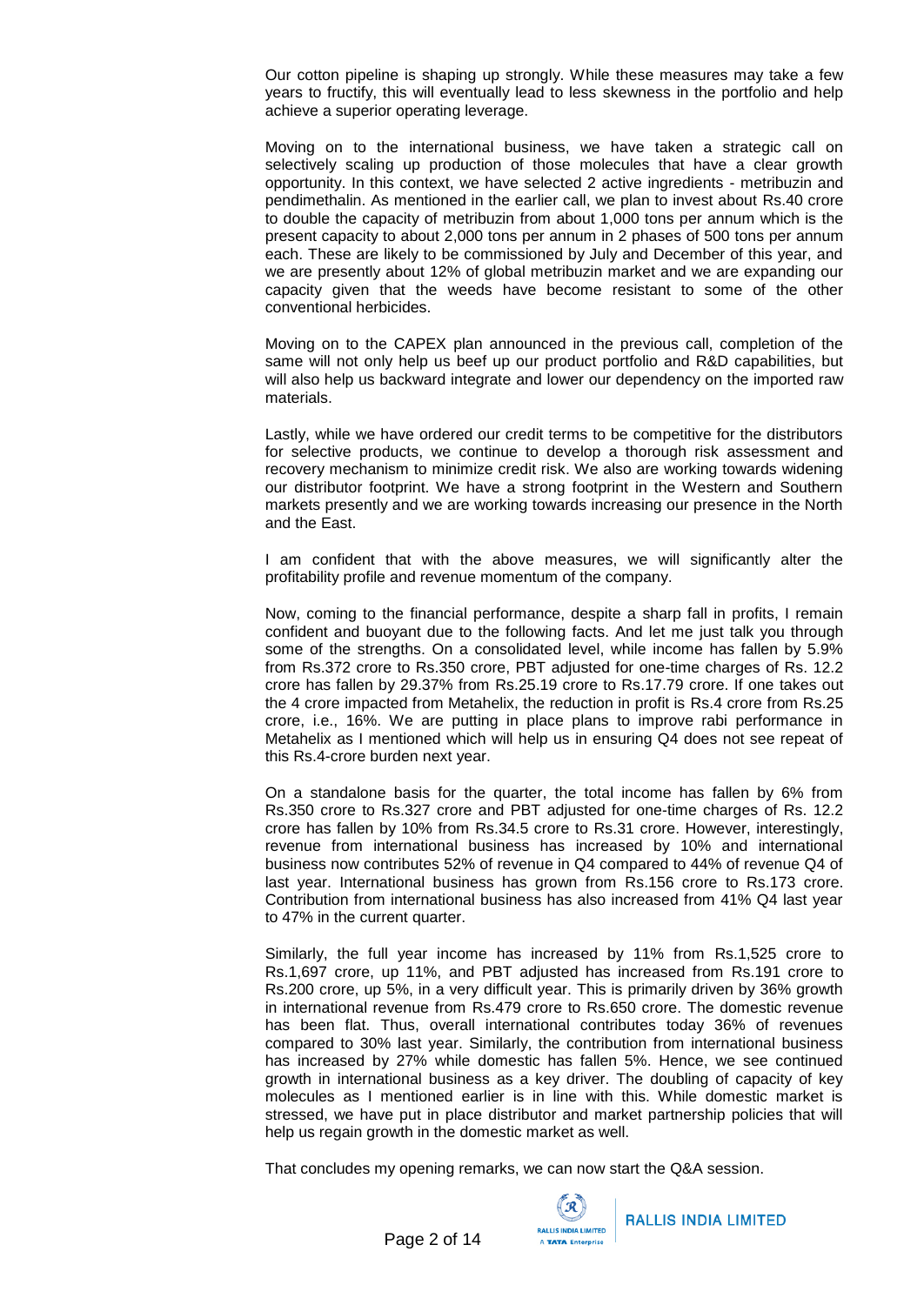Our cotton pipeline is shaping up strongly. While these measures may take a few years to fructify, this will eventually lead to less skewness in the portfolio and help achieve a superior operating leverage.

Moving on to the international business, we have taken a strategic call on selectively scaling up production of those molecules that have a clear growth opportunity. In this context, we have selected 2 active ingredients - metribuzin and pendimethalin. As mentioned in the earlier call, we plan to invest about Rs.40 crore to double the capacity of metribuzin from about 1,000 tons per annum which is the present capacity to about 2,000 tons per annum in 2 phases of 500 tons per annum each. These are likely to be commissioned by July and December of this year, and we are presently about 12% of global metribuzin market and we are expanding our capacity given that the weeds have become resistant to some of the other conventional herbicides.

Moving on to the CAPEX plan announced in the previous call, completion of the same will not only help us beef up our product portfolio and R&D capabilities, but will also help us backward integrate and lower our dependency on the imported raw materials.

Lastly, while we have ordered our credit terms to be competitive for the distributors for selective products, we continue to develop a thorough risk assessment and recovery mechanism to minimize credit risk. We also are working towards widening our distributor footprint. We have a strong footprint in the Western and Southern markets presently and we are working towards increasing our presence in the North and the East.

I am confident that with the above measures, we will significantly alter the profitability profile and revenue momentum of the company.

Now, coming to the financial performance, despite a sharp fall in profits, I remain confident and buoyant due to the following facts. And let me just talk you through some of the strengths. On a consolidated level, while income has fallen by 5.9% from Rs.372 crore to Rs.350 crore, PBT adjusted for one-time charges of Rs. 12.2 crore has fallen by 29.37% from Rs.25.19 crore to Rs.17.79 crore. If one takes out the 4 crore impacted from Metahelix, the reduction in profit is Rs.4 crore from Rs.25 crore, i.e., 16%. We are putting in place plans to improve rabi performance in Metahelix as I mentioned which will help us in ensuring Q4 does not see repeat of this Rs.4-crore burden next year.

On a standalone basis for the quarter, the total income has fallen by 6% from Rs.350 crore to Rs.327 crore and PBT adjusted for one-time charges of Rs. 12.2 crore has fallen by 10% from Rs.34.5 crore to Rs.31 crore. However, interestingly, revenue from international business has increased by 10% and international business now contributes 52% of revenue in Q4 compared to 44% of revenue Q4 of last year. International business has grown from Rs.156 crore to Rs.173 crore. Contribution from international business has also increased from 41% Q4 last year to 47% in the current quarter.

Similarly, the full year income has increased by 11% from Rs.1,525 crore to Rs.1,697 crore, up 11%, and PBT adjusted has increased from Rs.191 crore to Rs.200 crore, up 5%, in a very difficult year. This is primarily driven by 36% growth in international revenue from Rs.479 crore to Rs.650 crore. The domestic revenue has been flat. Thus, overall international contributes today 36% of revenues compared to 30% last year. Similarly, the contribution from international business has increased by 27% while domestic has fallen 5%. Hence, we see continued growth in international business as a key driver. The doubling of capacity of key molecules as I mentioned earlier is in line with this. While domestic market is stressed, we have put in place distributor and market partnership policies that will help us regain growth in the domestic market as well.

That concludes my opening remarks, we can now start the Q&A session.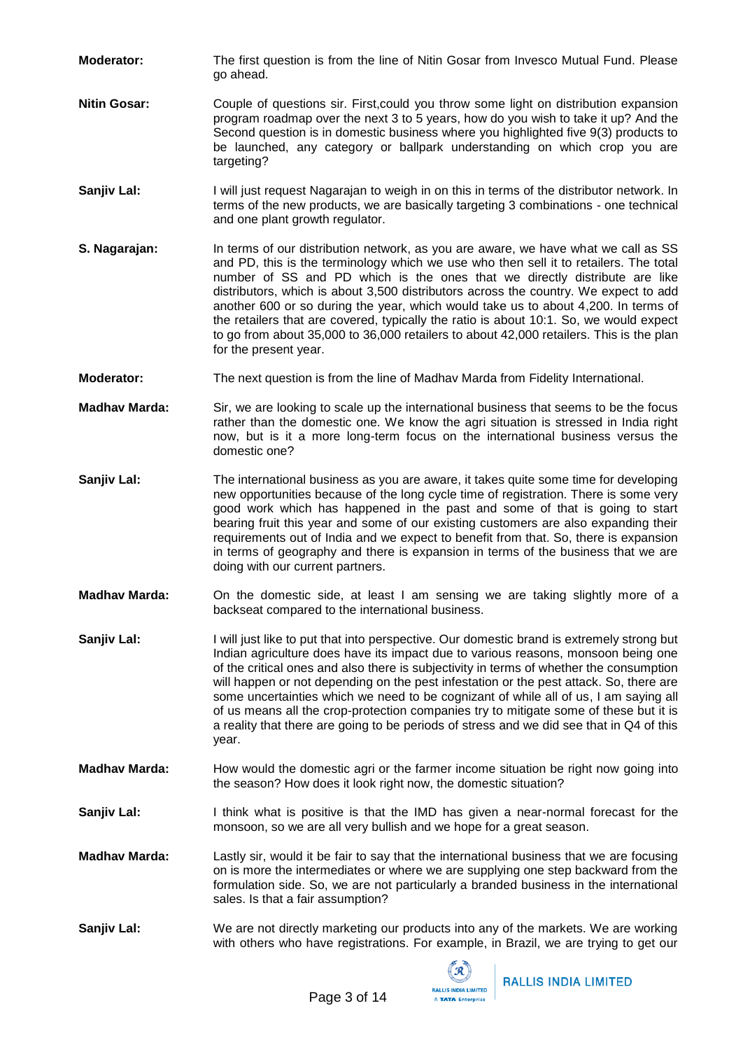**Moderator:** The first question is from the line of Nitin Gosar from Invesco Mutual Fund. Please go ahead.

**Nitin Gosar:** Couple of questions sir. First,could you throw some light on distribution expansion program roadmap over the next 3 to 5 years, how do you wish to take it up? And the Second question is in domestic business where you highlighted five 9(3) products to be launched, any category or ballpark understanding on which crop you are targeting?

**Sanjiv Lal:** I will just request Nagarajan to weigh in on this in terms of the distributor network. In terms of the new products, we are basically targeting 3 combinations - one technical and one plant growth regulator.

**S. Nagarajan:** In terms of our distribution network, as you are aware, we have what we call as SS and PD, this is the terminology which we use who then sell it to retailers. The total number of SS and PD which is the ones that we directly distribute are like distributors, which is about 3,500 distributors across the country. We expect to add another 600 or so during the year, which would take us to about 4,200. In terms of the retailers that are covered, typically the ratio is about 10:1. So, we would expect to go from about 35,000 to 36,000 retailers to about 42,000 retailers. This is the plan for the present year.

**Moderator:** The next question is from the line of Madhav Marda from Fidelity International.

**Madhav Marda:** Sir, we are looking to scale up the international business that seems to be the focus rather than the domestic one. We know the agri situation is stressed in India right now, but is it a more long-term focus on the international business versus the domestic one?

**Sanjiv Lal:** The international business as you are aware, it takes quite some time for developing new opportunities because of the long cycle time of registration. There is some very good work which has happened in the past and some of that is going to start bearing fruit this year and some of our existing customers are also expanding their requirements out of India and we expect to benefit from that. So, there is expansion in terms of geography and there is expansion in terms of the business that we are doing with our current partners.

**Madhav Marda:** On the domestic side, at least I am sensing we are taking slightly more of a backseat compared to the international business.

**Sanjiv Lal:** I will just like to put that into perspective. Our domestic brand is extremely strong but Indian agriculture does have its impact due to various reasons, monsoon being one of the critical ones and also there is subjectivity in terms of whether the consumption will happen or not depending on the pest infestation or the pest attack. So, there are some uncertainties which we need to be cognizant of while all of us, I am saying all of us means all the crop-protection companies try to mitigate some of these but it is a reality that there are going to be periods of stress and we did see that in Q4 of this year.

**Madhav Marda:** How would the domestic agri or the farmer income situation be right now going into the season? How does it look right now, the domestic situation?

**Sanjiv Lal:** I think what is positive is that the IMD has given a near-normal forecast for the monsoon, so we are all very bullish and we hope for a great season.

**Madhav Marda:** Lastly sir, would it be fair to say that the international business that we are focusing on is more the intermediates or where we are supplying one step backward from the formulation side. So, we are not particularly a branded business in the international sales. Is that a fair assumption?

**Sanjiv Lal:** We are not directly marketing our products into any of the markets. We are working with others who have registrations. For example, in Brazil, we are trying to get our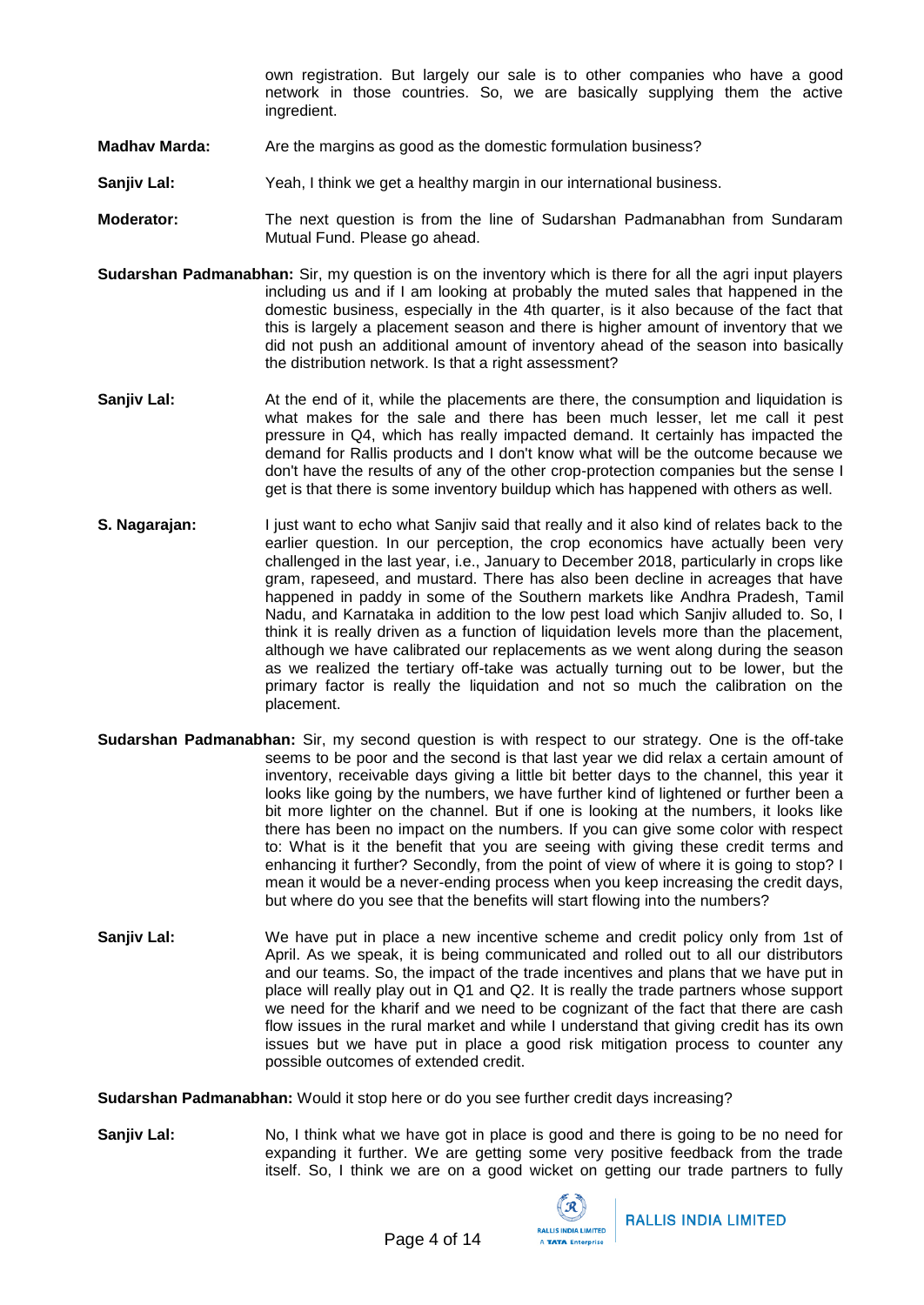own registration. But largely our sale is to other companies who have a good network in those countries. So, we are basically supplying them the active ingredient.

**Madhav Marda:** Are the margins as good as the domestic formulation business?

**Sanjiv Lal:** Yeah, I think we get a healthy margin in our international business.

**Moderator:** The next question is from the line of Sudarshan Padmanabhan from Sundaram Mutual Fund. Please go ahead.

**Sudarshan Padmanabhan:** Sir, my question is on the inventory which is there for all the agri input players including us and if I am looking at probably the muted sales that happened in the domestic business, especially in the 4th quarter, is it also because of the fact that this is largely a placement season and there is higher amount of inventory that we did not push an additional amount of inventory ahead of the season into basically the distribution network. Is that a right assessment?

**Sanjiv Lal:** At the end of it, while the placements are there, the consumption and liquidation is what makes for the sale and there has been much lesser, let me call it pest pressure in Q4, which has really impacted demand. It certainly has impacted the demand for Rallis products and I don't know what will be the outcome because we don't have the results of any of the other crop-protection companies but the sense I get is that there is some inventory buildup which has happened with others as well.

**S. Nagarajan:** I just want to echo what Sanjiv said that really and it also kind of relates back to the earlier question. In our perception, the crop economics have actually been very challenged in the last year, i.e., January to December 2018, particularly in crops like gram, rapeseed, and mustard. There has also been decline in acreages that have happened in paddy in some of the Southern markets like Andhra Pradesh, Tamil Nadu, and Karnataka in addition to the low pest load which Sanjiv alluded to. So, I think it is really driven as a function of liquidation levels more than the placement, although we have calibrated our replacements as we went along during the season as we realized the tertiary off-take was actually turning out to be lower, but the primary factor is really the liquidation and not so much the calibration on the placement.

**Sudarshan Padmanabhan:** Sir, my second question is with respect to our strategy. One is the off-take seems to be poor and the second is that last year we did relax a certain amount of inventory, receivable days giving a little bit better days to the channel, this year it looks like going by the numbers, we have further kind of lightened or further been a bit more lighter on the channel. But if one is looking at the numbers, it looks like there has been no impact on the numbers. If you can give some color with respect to: What is it the benefit that you are seeing with giving these credit terms and enhancing it further? Secondly, from the point of view of where it is going to stop? I mean it would be a never-ending process when you keep increasing the credit days, but where do you see that the benefits will start flowing into the numbers?

**Sanjiv Lal:** We have put in place a new incentive scheme and credit policy only from 1st of April. As we speak, it is being communicated and rolled out to all our distributors and our teams. So, the impact of the trade incentives and plans that we have put in place will really play out in Q1 and Q2. It is really the trade partners whose support we need for the kharif and we need to be cognizant of the fact that there are cash flow issues in the rural market and while I understand that giving credit has its own issues but we have put in place a good risk mitigation process to counter any possible outcomes of extended credit.

**Sudarshan Padmanabhan:** Would it stop here or do you see further credit days increasing?

**Sanjiv Lal:** No, I think what we have got in place is good and there is going to be no need for expanding it further. We are getting some very positive feedback from the trade itself. So, I think we are on a good wicket on getting our trade partners to fully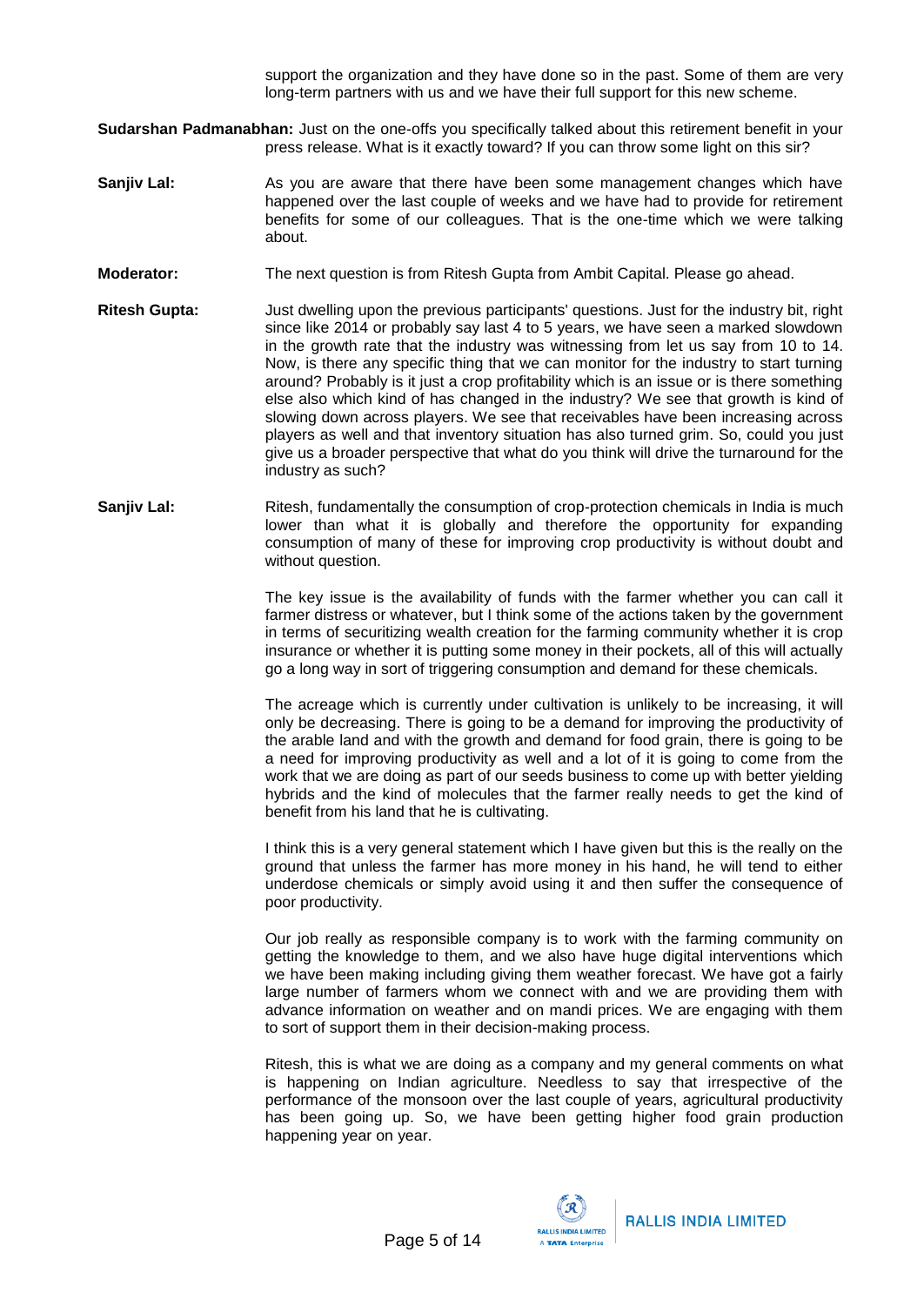support the organization and they have done so in the past. Some of them are very long-term partners with us and we have their full support for this new scheme.

**Sudarshan Padmanabhan:** Just on the one-offs you specifically talked about this retirement benefit in your press release. What is it exactly toward? If you can throw some light on this sir?

**Sanjiv Lal:** As you are aware that there have been some management changes which have happened over the last couple of weeks and we have had to provide for retirement benefits for some of our colleagues. That is the one-time which we were talking about.

**Moderator:** The next question is from Ritesh Gupta from Ambit Capital. Please go ahead.

**Ritesh Gupta:** Just dwelling upon the previous participants' questions. Just for the industry bit, right since like 2014 or probably say last 4 to 5 years, we have seen a marked slowdown in the growth rate that the industry was witnessing from let us say from 10 to 14. Now, is there any specific thing that we can monitor for the industry to start turning around? Probably is it just a crop profitability which is an issue or is there something else also which kind of has changed in the industry? We see that growth is kind of slowing down across players. We see that receivables have been increasing across players as well and that inventory situation has also turned grim. So, could you just give us a broader perspective that what do you think will drive the turnaround for the industry as such?

**Sanjiv Lal:** Ritesh, fundamentally the consumption of crop-protection chemicals in India is much lower than what it is globally and therefore the opportunity for expanding consumption of many of these for improving crop productivity is without doubt and without question.

The key issue is the availability of funds with the farmer whether you can call it farmer distress or whatever, but I think some of the actions taken by the government in terms of securitizing wealth creation for the farming community whether it is crop insurance or whether it is putting some money in their pockets, all of this will actually go a long way in sort of triggering consumption and demand for these chemicals.

The acreage which is currently under cultivation is unlikely to be increasing, it will only be decreasing. There is going to be a demand for improving the productivity of the arable land and with the growth and demand for food grain, there is going to be a need for improving productivity as well and a lot of it is going to come from the work that we are doing as part of our seeds business to come up with better yielding hybrids and the kind of molecules that the farmer really needs to get the kind of benefit from his land that he is cultivating.

I think this is a very general statement which I have given but this is the really on the ground that unless the farmer has more money in his hand, he will tend to either underdose chemicals or simply avoid using it and then suffer the consequence of poor productivity.

Our job really as responsible company is to work with the farming community on getting the knowledge to them, and we also have huge digital interventions which we have been making including giving them weather forecast. We have got a fairly large number of farmers whom we connect with and we are providing them with advance information on weather and on mandi prices. We are engaging with them to sort of support them in their decision-making process.

Ritesh, this is what we are doing as a company and my general comments on what is happening on Indian agriculture. Needless to say that irrespective of the performance of the monsoon over the last couple of years, agricultural productivity has been going up. So, we have been getting higher food grain production happening year on year.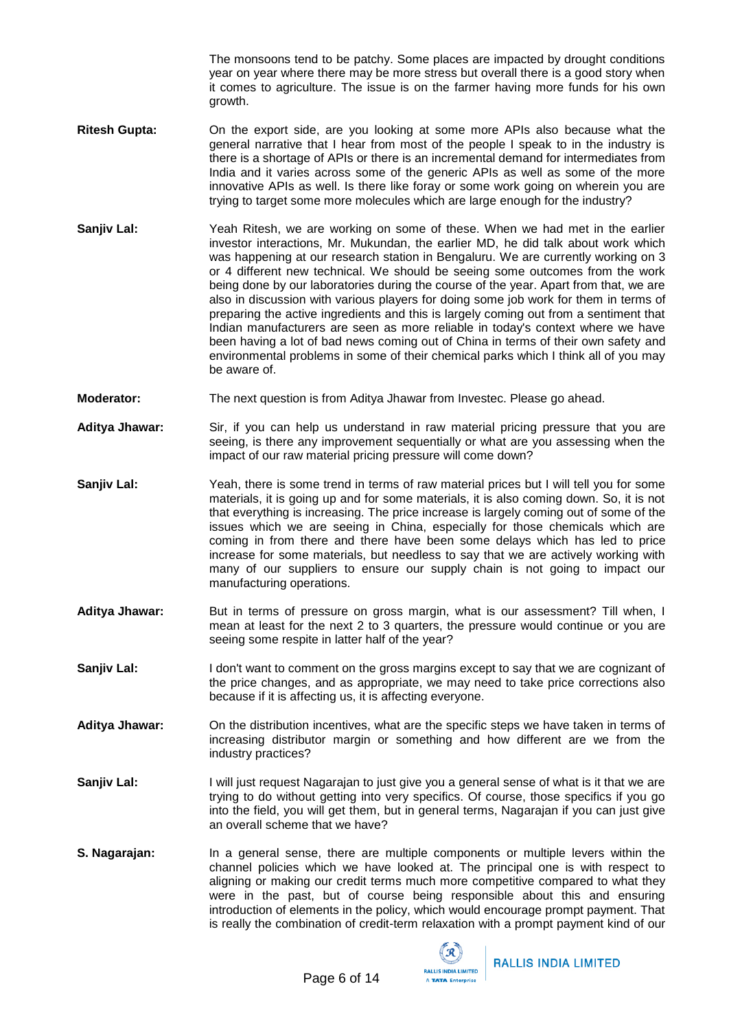The monsoons tend to be patchy. Some places are impacted by drought conditions year on year where there may be more stress but overall there is a good story when it comes to agriculture. The issue is on the farmer having more funds for his own growth.

**Ritesh Gupta:** On the export side, are you looking at some more APIs also because what the general narrative that I hear from most of the people I speak to in the industry is there is a shortage of APIs or there is an incremental demand for intermediates from India and it varies across some of the generic APIs as well as some of the more innovative APIs as well. Is there like foray or some work going on wherein you are trying to target some more molecules which are large enough for the industry?

**Sanjiv Lal:** Yeah Ritesh, we are working on some of these. When we had met in the earlier investor interactions, Mr. Mukundan, the earlier MD, he did talk about work which was happening at our research station in Bengaluru. We are currently working on 3 or 4 different new technical. We should be seeing some outcomes from the work being done by our laboratories during the course of the year. Apart from that, we are also in discussion with various players for doing some job work for them in terms of preparing the active ingredients and this is largely coming out from a sentiment that Indian manufacturers are seen as more reliable in today's context where we have been having a lot of bad news coming out of China in terms of their own safety and environmental problems in some of their chemical parks which I think all of you may be aware of.

**Moderator:** The next question is from Aditya Jhawar from Investec. Please go ahead.

**Aditya Jhawar:** Sir, if you can help us understand in raw material pricing pressure that you are seeing, is there any improvement sequentially or what are you assessing when the impact of our raw material pricing pressure will come down?

**Sanjiv Lal:** Yeah, there is some trend in terms of raw material prices but I will tell you for some materials, it is going up and for some materials, it is also coming down. So, it is not that everything is increasing. The price increase is largely coming out of some of the issues which we are seeing in China, especially for those chemicals which are coming in from there and there have been some delays which has led to price increase for some materials, but needless to say that we are actively working with many of our suppliers to ensure our supply chain is not going to impact our manufacturing operations.

**Aditya Jhawar:** But in terms of pressure on gross margin, what is our assessment? Till when, I mean at least for the next 2 to 3 quarters, the pressure would continue or you are seeing some respite in latter half of the year?

**Sanjiv Lal:** I don't want to comment on the gross margins except to say that we are cognizant of the price changes, and as appropriate, we may need to take price corrections also because if it is affecting us, it is affecting everyone.

**Aditya Jhawar:** On the distribution incentives, what are the specific steps we have taken in terms of increasing distributor margin or something and how different are we from the industry practices?

**Sanjiv Lal:** I will just request Nagarajan to just give you a general sense of what is it that we are trying to do without getting into very specifics. Of course, those specifics if you go into the field, you will get them, but in general terms, Nagarajan if you can just give an overall scheme that we have?

**S. Nagarajan:** In a general sense, there are multiple components or multiple levers within the channel policies which we have looked at. The principal one is with respect to aligning or making our credit terms much more competitive compared to what they were in the past, but of course being responsible about this and ensuring introduction of elements in the policy, which would encourage prompt payment. That is really the combination of credit-term relaxation with a prompt payment kind of our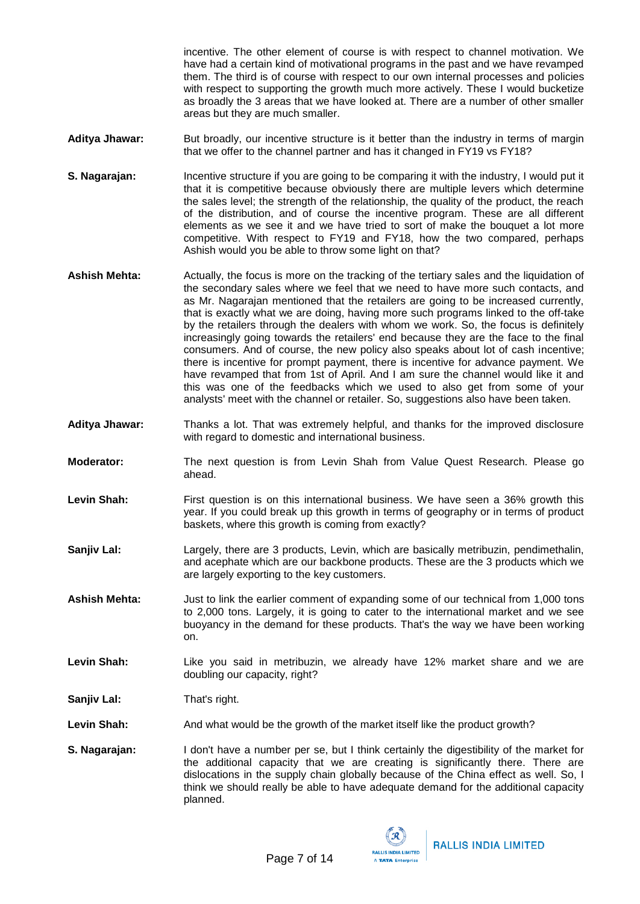incentive. The other element of course is with respect to channel motivation. We have had a certain kind of motivational programs in the past and we have revamped them. The third is of course with respect to our own internal processes and policies with respect to supporting the growth much more actively. These I would bucketize as broadly the 3 areas that we have looked at. There are a number of other smaller areas but they are much smaller.

**Aditya Jhawar:** But broadly, our incentive structure is it better than the industry in terms of margin that we offer to the channel partner and has it changed in FY19 vs FY18?

**S. Nagarajan:** Incentive structure if you are going to be comparing it with the industry, I would put it that it is competitive because obviously there are multiple levers which determine the sales level; the strength of the relationship, the quality of the product, the reach of the distribution, and of course the incentive program. These are all different elements as we see it and we have tried to sort of make the bouquet a lot more competitive. With respect to FY19 and FY18, how the two compared, perhaps Ashish would you be able to throw some light on that?

**Ashish Mehta:** Actually, the focus is more on the tracking of the tertiary sales and the liquidation of the secondary sales where we feel that we need to have more such contacts, and as Mr. Nagarajan mentioned that the retailers are going to be increased currently, that is exactly what we are doing, having more such programs linked to the off-take by the retailers through the dealers with whom we work. So, the focus is definitely increasingly going towards the retailers' end because they are the face to the final consumers. And of course, the new policy also speaks about lot of cash incentive; there is incentive for prompt payment, there is incentive for advance payment. We have revamped that from 1st of April. And I am sure the channel would like it and this was one of the feedbacks which we used to also get from some of your analysts' meet with the channel or retailer. So, suggestions also have been taken.

**Aditya Jhawar:** Thanks a lot. That was extremely helpful, and thanks for the improved disclosure with regard to domestic and international business.

**Moderator:** The next question is from Levin Shah from Value Quest Research. Please go ahead.

**Levin Shah:** First question is on this international business. We have seen a 36% growth this year. If you could break up this growth in terms of geography or in terms of product baskets, where this growth is coming from exactly?

**Sanjiv Lal:** Largely, there are 3 products, Levin, which are basically metribuzin, pendimethalin, and acephate which are our backbone products. These are the 3 products which we are largely exporting to the key customers.

**Ashish Mehta:** Just to link the earlier comment of expanding some of our technical from 1,000 tons to 2,000 tons. Largely, it is going to cater to the international market and we see buoyancy in the demand for these products. That's the way we have been working on.

**Levin Shah:** Like you said in metribuzin, we already have 12% market share and we are doubling our capacity, right?

**Sanjiv Lal:** That's right.

**Levin Shah:** And what would be the growth of the market itself like the product growth?

**S. Nagarajan:** I don't have a number per se, but I think certainly the digestibility of the market for the additional capacity that we are creating is significantly there. There are dislocations in the supply chain globally because of the China effect as well. So, I think we should really be able to have adequate demand for the additional capacity planned.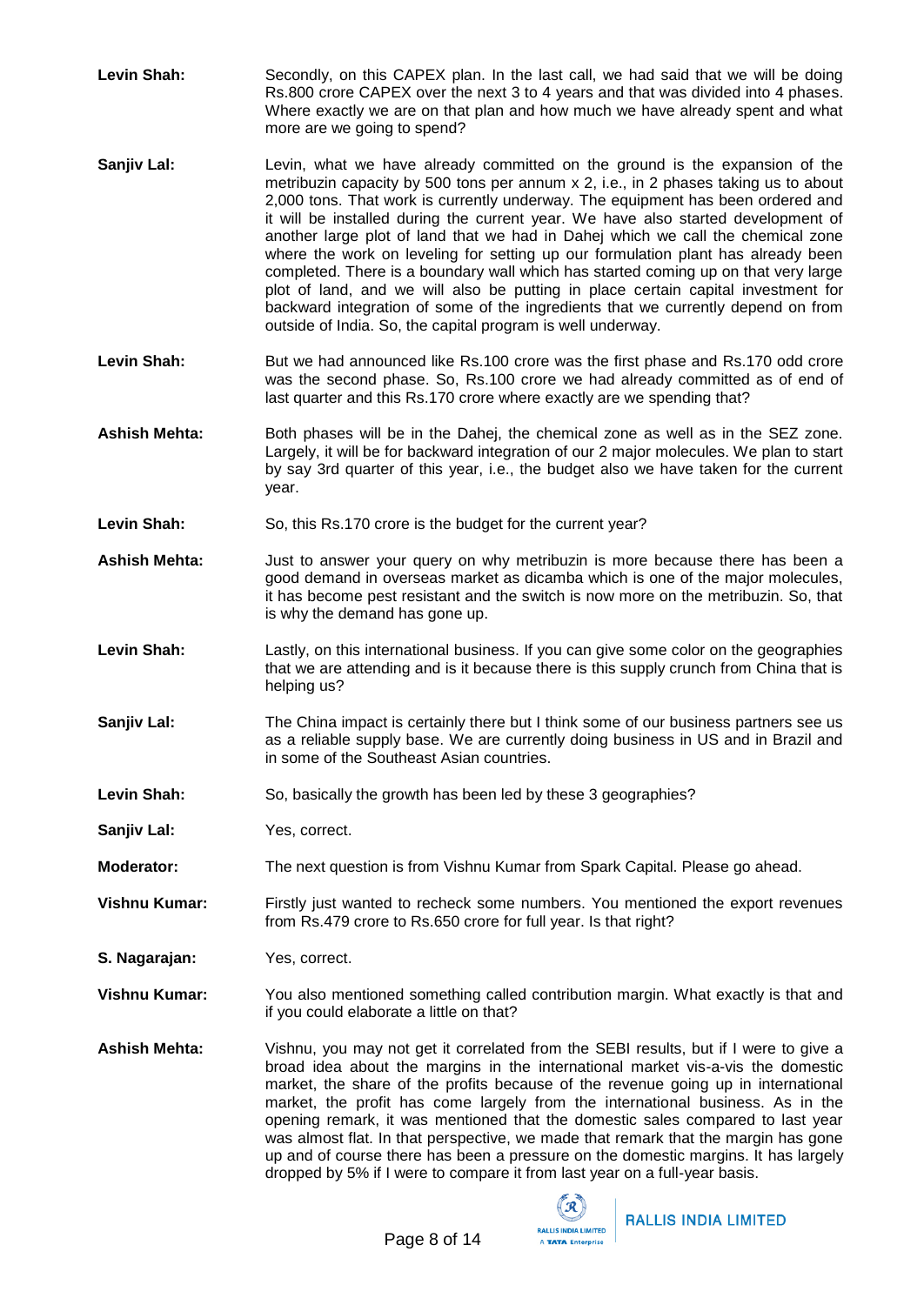**Levin Shah:** Secondly, on this CAPEX plan. In the last call, we had said that we will be doing Rs.800 crore CAPEX over the next 3 to 4 years and that was divided into 4 phases. Where exactly we are on that plan and how much we have already spent and what more are we going to spend?

**Sanjiv Lal:** Levin, what we have already committed on the ground is the expansion of the metribuzin capacity by 500 tons per annum x 2, i.e., in 2 phases taking us to about 2,000 tons. That work is currently underway. The equipment has been ordered and it will be installed during the current year. We have also started development of another large plot of land that we had in Dahej which we call the chemical zone where the work on leveling for setting up our formulation plant has already been completed. There is a boundary wall which has started coming up on that very large plot of land, and we will also be putting in place certain capital investment for backward integration of some of the ingredients that we currently depend on from outside of India. So, the capital program is well underway.

**Levin Shah:** But we had announced like Rs.100 crore was the first phase and Rs.170 odd crore was the second phase. So, Rs.100 crore we had already committed as of end of last quarter and this Rs.170 crore where exactly are we spending that?

**Ashish Mehta:** Both phases will be in the Dahej, the chemical zone as well as in the SEZ zone. Largely, it will be for backward integration of our 2 major molecules. We plan to start by say 3rd quarter of this year, i.e., the budget also we have taken for the current year.

**Levin Shah:** So, this Rs.170 crore is the budget for the current year?

**Ashish Mehta:** Just to answer your query on why metribuzin is more because there has been a good demand in overseas market as dicamba which is one of the major molecules, it has become pest resistant and the switch is now more on the metribuzin. So, that is why the demand has gone up.

**Levin Shah:** Lastly, on this international business. If you can give some color on the geographies that we are attending and is it because there is this supply crunch from China that is helping us?

**Sanjiv Lal:** The China impact is certainly there but I think some of our business partners see us as a reliable supply base. We are currently doing business in US and in Brazil and in some of the Southeast Asian countries.

**Levin Shah:** So, basically the growth has been led by these 3 geographies?

**Sanjiv Lal:** Yes, correct.

**Moderator:** The next question is from Vishnu Kumar from Spark Capital. Please go ahead.

**Vishnu Kumar:** Firstly just wanted to recheck some numbers. You mentioned the export revenues from Rs.479 crore to Rs.650 crore for full year. Is that right?

**S. Nagarajan:** Yes, correct.

**Vishnu Kumar:** You also mentioned something called contribution margin. What exactly is that and if you could elaborate a little on that?

**Ashish Mehta:** Vishnu, you may not get it correlated from the SEBI results, but if I were to give a broad idea about the margins in the international market vis-a-vis the domestic market, the share of the profits because of the revenue going up in international market, the profit has come largely from the international business. As in the opening remark, it was mentioned that the domestic sales compared to last year was almost flat. In that perspective, we made that remark that the margin has gone up and of course there has been a pressure on the domestic margins. It has largely dropped by 5% if I were to compare it from last year on a full-year basis.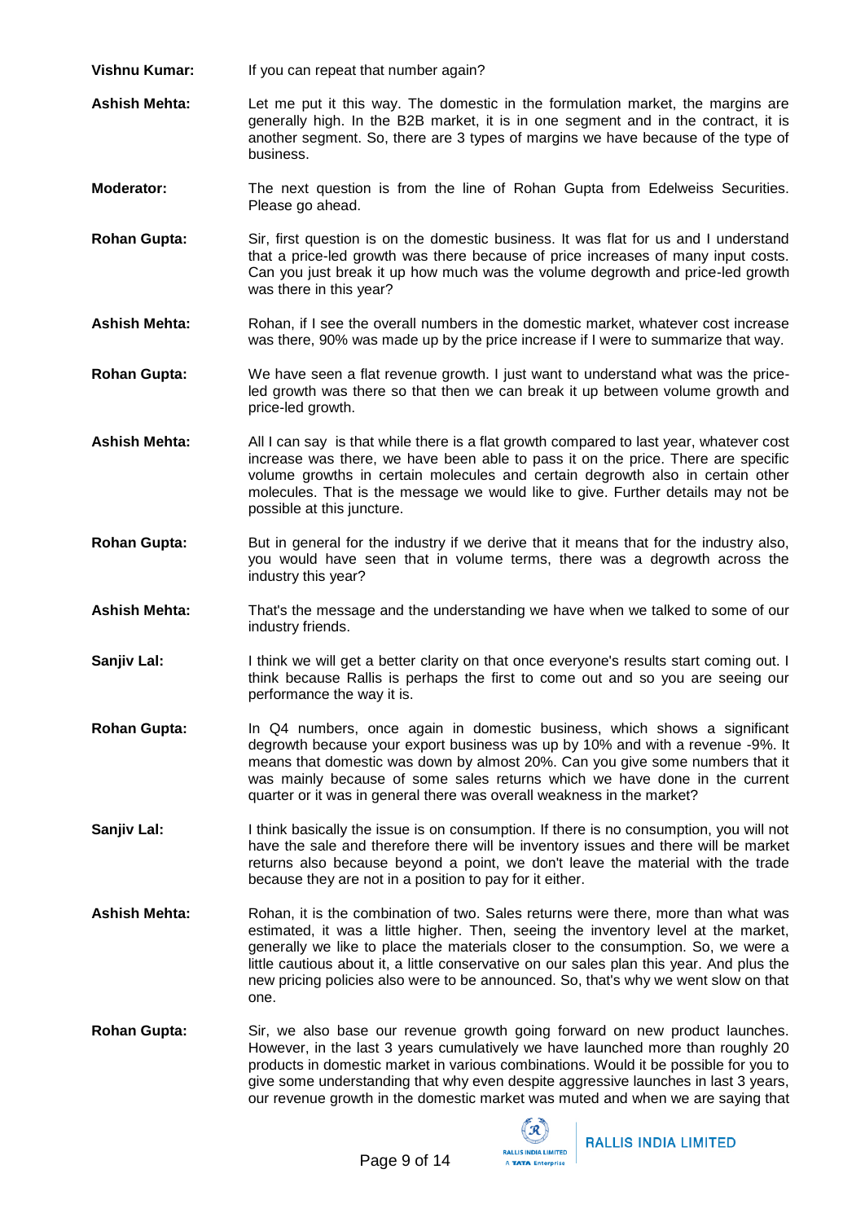**Vishnu Kumar:** If you can repeat that number again?

**Ashish Mehta:** Let me put it this way. The domestic in the formulation market, the margins are generally high. In the B2B market, it is in one segment and in the contract, it is another segment. So, there are 3 types of margins we have because of the type of business.

**Moderator:** The next question is from the line of Rohan Gupta from Edelweiss Securities. Please go ahead.

**Rohan Gupta:** Sir, first question is on the domestic business. It was flat for us and I understand that a price-led growth was there because of price increases of many input costs. Can you just break it up how much was the volume degrowth and price-led growth was there in this year?

**Ashish Mehta:** Rohan, if I see the overall numbers in the domestic market, whatever cost increase was there, 90% was made up by the price increase if I were to summarize that way.

**Rohan Gupta:** We have seen a flat revenue growth. I just want to understand what was the price-led growth was there so that then we can break it up between volume growth and price-led growth.

**Ashish Mehta:** All I can say is that while there is a flat growth compared to last year, whatever cost increase was there, we have been able to pass it on the price. There are specific volume growths in certain molecules and certain degrowth also in certain other molecules. That is the message we would like to give. Further details may not be possible at this juncture.

**Rohan Gupta:** But in general for the industry if we derive that it means that for the industry also, you would have seen that in volume terms, there was a degrowth across the industry this year?

**Ashish Mehta:** That's the message and the understanding we have when we talked to some of our industry friends.

**Sanjiv Lal:** I think we will get a better clarity on that once everyone's results start coming out. I think because Rallis is perhaps the first to come out and so you are seeing our performance the way it is.

**Rohan Gupta:** In Q4 numbers, once again in domestic business, which shows a significant degrowth because your export business was up by 10% and with a revenue -9%. It means that domestic was down by almost 20%. Can you give some numbers that it was mainly because of some sales returns which we have done in the current quarter or it was in general there was overall weakness in the market?

**Sanjiv Lal:** I think basically the issue is on consumption. If there is no consumption, you will not have the sale and therefore there will be inventory issues and there will be market returns also because beyond a point, we don't leave the material with the trade because they are not in a position to pay for it either.

**Ashish Mehta:** Rohan, it is the combination of two. Sales returns were there, more than what was estimated, it was a little higher. Then, seeing the inventory level at the market, generally we like to place the materials closer to the consumption. So, we were a little cautious about it, a little conservative on our sales plan this year. And plus the new pricing policies also were to be announced. So, that's why we went slow on that one.

**Rohan Gupta:** Sir, we also base our revenue growth going forward on new product launches. However, in the last 3 years cumulatively we have launched more than roughly 20 products in domestic market in various combinations. Would it be possible for you to give some understanding that why even despite aggressive launches in last 3 years, our revenue growth in the domestic market was muted and when we are saying that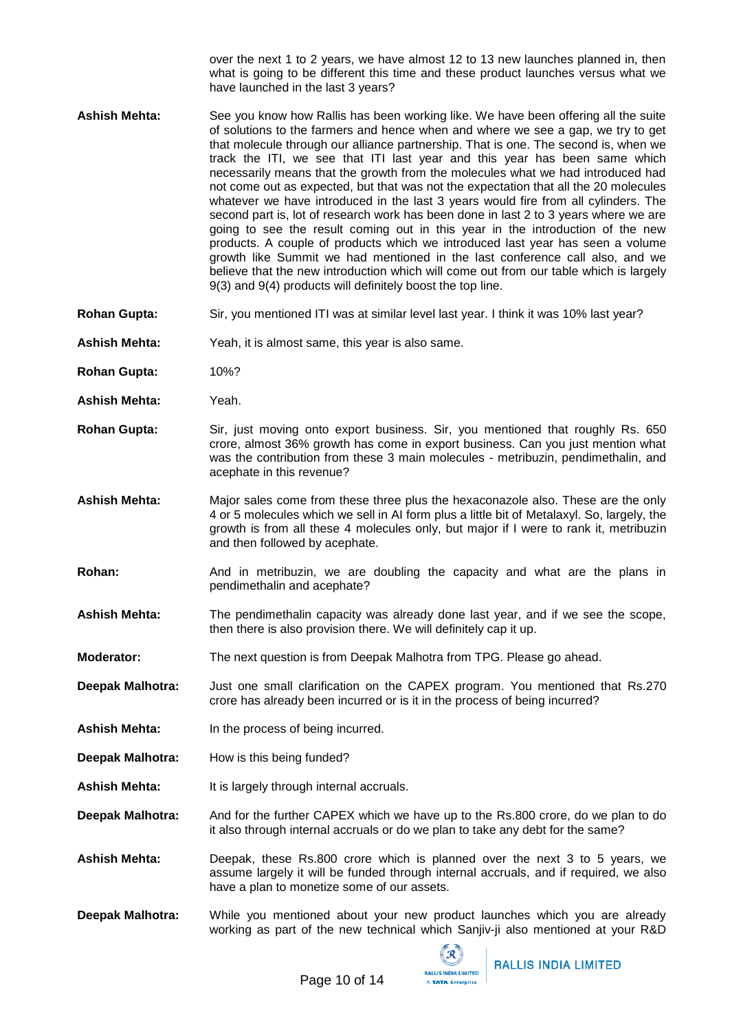over the next 1 to 2 years, we have almost 12 to 13 new launches planned in, then what is going to be different this time and these product launches versus what we have launched in the last 3 years?

**Ashish Mehta:** See you know how Rallis has been working like. We have been offering all the suite of solutions to the farmers and hence when and where we see a gap, we try to get that molecule through our alliance partnership. That is one. The second is, when we track the ITI, we see that ITI last year and this year has been same which necessarily means that the growth from the molecules what we had introduced had not come out as expected, but that was not the expectation that all the 20 molecules whatever we have introduced in the last 3 years would fire from all cylinders. The second part is, lot of research work has been done in last 2 to 3 years where we are going to see the result coming out in this year in the introduction of the new products. A couple of products which we introduced last year has seen a volume growth like Summit we had mentioned in the last conference call also, and we believe that the new introduction which will come out from our table which is largely 9(3) and 9(4) products will definitely boost the top line.

**Rohan Gupta:** Sir, you mentioned ITI was at similar level last year. I think it was 10% last year?

**Ashish Mehta:** Yeah, it is almost same, this year is also same.

**Rohan Gupta:** 10%?

**Ashish Mehta:** Yeah.

**Rohan Gupta:** Sir, just moving onto export business. Sir, you mentioned that roughly Rs. 650 crore, almost 36% growth has come in export business. Can you just mention what was the contribution from these 3 main molecules - metribuzin, pendimethalin, and acephate in this revenue?

**Ashish Mehta:** Major sales come from these three plus the hexaconazole also. These are the only 4 or 5 molecules which we sell in AI form plus a little bit of Metalaxyl. So, largely, the growth is from all these 4 molecules only, but major if I were to rank it, metribuzin and then followed by acephate.

**Rohan:** And in metribuzin, we are doubling the capacity and what are the plans in pendimethalin and acephate?

**Ashish Mehta:** The pendimethalin capacity was already done last year, and if we see the scope, then there is also provision there. We will definitely cap it up.

**Moderator:** The next question is from Deepak Malhotra from TPG. Please go ahead.

**Deepak Malhotra:** Just one small clarification on the CAPEX program. You mentioned that Rs.270 crore has already been incurred or is it in the process of being incurred?

**Ashish Mehta:** In the process of being incurred.

**Deepak Malhotra:** How is this being funded?

**Ashish Mehta:** It is largely through internal accruals.

**Deepak Malhotra:** And for the further CAPEX which we have up to the Rs.800 crore, do we plan to do it also through internal accruals or do we plan to take any debt for the same?

**Ashish Mehta:** Deepak, these Rs.800 crore which is planned over the next 3 to 5 years, we assume largely it will be funded through internal accruals, and if required, we also have a plan to monetize some of our assets.

**Deepak Malhotra:** While you mentioned about your new product launches which you are already working as part of the new technical which Sanjiv-ji also mentioned at your R&D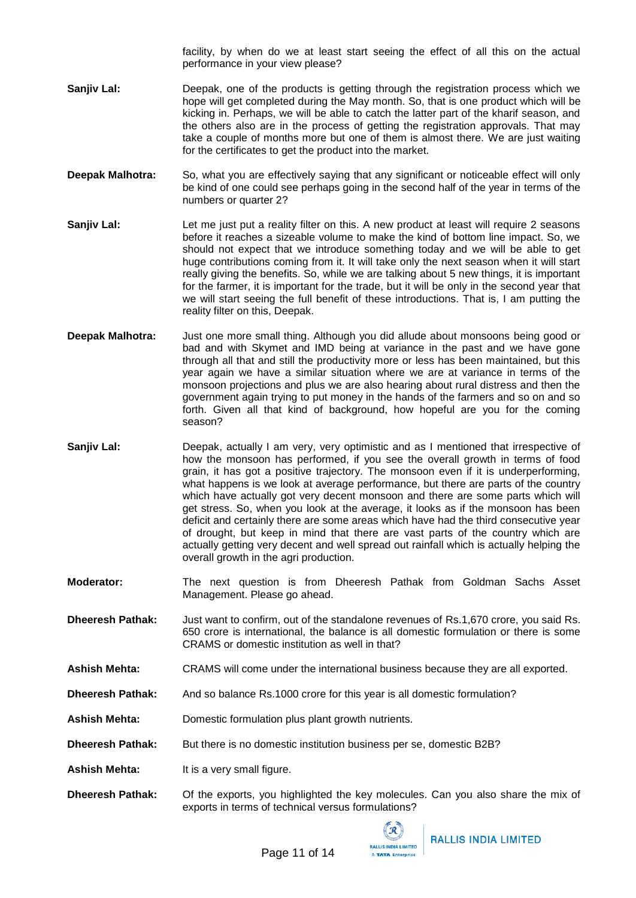facility, by when do we at least start seeing the effect of all this on the actual performance in your view please?

**Sanjiv Lal:** Deepak, one of the products is getting through the registration process which we hope will get completed during the May month. So, that is one product which will be kicking in. Perhaps, we will be able to catch the latter part of the kharif season, and the others also are in the process of getting the registration approvals. That may take a couple of months more but one of them is almost there. We are just waiting for the certificates to get the product into the market.

**Deepak Malhotra:** So, what you are effectively saying that any significant or noticeable effect will only be kind of one could see perhaps going in the second half of the year in terms of the numbers or quarter 2?

**Sanjiv Lal:** Let me just put a reality filter on this. A new product at least will require 2 seasons before it reaches a sizeable volume to make the kind of bottom line impact. So, we should not expect that we introduce something today and we will be able to get huge contributions coming from it. It will take only the next season when it will start really giving the benefits. So, while we are talking about 5 new things, it is important for the farmer, it is important for the trade, but it will be only in the second year that we will start seeing the full benefit of these introductions. That is, I am putting the reality filter on this, Deepak.

**Deepak Malhotra:** Just one more small thing. Although you did allude about monsoons being good or bad and with Skymet and IMD being at variance in the past and we have gone through all that and still the productivity more or less has been maintained, but this year again we have a similar situation where we are at variance in terms of the monsoon projections and plus we are also hearing about rural distress and then the government again trying to put money in the hands of the farmers and so on and so forth. Given all that kind of background, how hopeful are you for the coming season?

**Sanjiv Lal:** Deepak, actually I am very, very optimistic and as I mentioned that irrespective of how the monsoon has performed, if you see the overall growth in terms of food grain, it has got a positive trajectory. The monsoon even if it is underperforming, what happens is we look at average performance, but there are parts of the country which have actually got very decent monsoon and there are some parts which will get stress. So, when you look at the average, it looks as if the monsoon has been deficit and certainly there are some areas which have had the third consecutive year of drought, but keep in mind that there are vast parts of the country which are actually getting very decent and well spread out rainfall which is actually helping the overall growth in the agri production.

**Moderator:** The next question is from Dheeresh Pathak from Goldman Sachs Asset Management. Please go ahead.

**Dheeresh Pathak:** Just want to confirm, out of the standalone revenues of Rs.1,670 crore, you said Rs. 650 crore is international, the balance is all domestic formulation or there is some CRAMS or domestic institution as well in that?

**Ashish Mehta:** CRAMS will come under the international business because they are all exported.

**Dheeresh Pathak:** And so balance Rs.1000 crore for this year is all domestic formulation?

**Ashish Mehta:** Domestic formulation plus plant growth nutrients.

**Dheeresh Pathak:** But there is no domestic institution business per se, domestic B2B?

**Ashish Mehta:** It is a very small figure.

**Dheeresh Pathak:** Of the exports, you highlighted the key molecules. Can you also share the mix of exports in terms of technical versus formulations?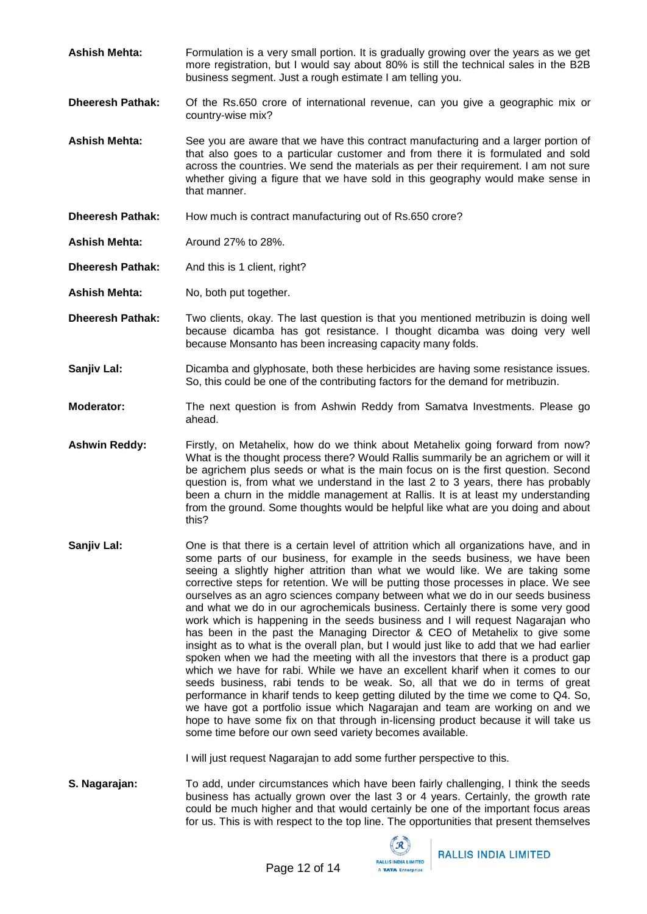**Ashish Mehta:** Formulation is a very small portion. It is gradually growing over the years as we get more registration, but I would say about 80% is still the technical sales in the B2B business segment. Just a rough estimate I am telling you.

**Dheeresh Pathak:** Of the Rs.650 crore of international revenue, can you give a geographic mix or country-wise mix?

**Ashish Mehta:** See you are aware that we have this contract manufacturing and a larger portion of that also goes to a particular customer and from there it is formulated and sold across the countries. We send the materials as per their requirement. I am not sure whether giving a figure that we have sold in this geography would make sense in that manner.

**Dheeresh Pathak:** How much is contract manufacturing out of Rs.650 crore?

**Ashish Mehta:** Around 27% to 28%.

**Dheeresh Pathak:** And this is 1 client, right?

**Ashish Mehta:** No, both put together.

**Dheeresh Pathak:** Two clients, okay. The last question is that you mentioned metribuzin is doing well because dicamba has got resistance. I thought dicamba was doing very well because Monsanto has been increasing capacity many folds.

**Sanjiv Lal:** Dicamba and glyphosate, both these herbicides are having some resistance issues. So, this could be one of the contributing factors for the demand for metribuzin.

**Moderator:** The next question is from Ashwin Reddy from Samatva Investments. Please go ahead.

**Ashwin Reddy:** Firstly, on Metahelix, how do we think about Metahelix going forward from now? What is the thought process there? Would Rallis summarily be an agrichem or will it be agrichem plus seeds or what is the main focus on is the first question. Second question is, from what we understand in the last 2 to 3 years, there has probably been a churn in the middle management at Rallis. It is at least my understanding from the ground. Some thoughts would be helpful like what are you doing and about this?

**Sanjiv Lal:** One is that there is a certain level of attrition which all organizations have, and in some parts of our business, for example in the seeds business, we have been seeing a slightly higher attrition than what we would like. We are taking some corrective steps for retention. We will be putting those processes in place. We see ourselves as an agro sciences company between what we do in our seeds business and what we do in our agrochemicals business. Certainly there is some very good work which is happening in the seeds business and I will request Nagarajan who has been in the past the Managing Director & CEO of Metahelix to give some insight as to what is the overall plan, but I would just like to add that we had earlier spoken when we had the meeting with all the investors that there is a product gap which we have for rabi. While we have an excellent kharif when it comes to our seeds business, rabi tends to be weak. So, all that we do in terms of great performance in kharif tends to keep getting diluted by the time we come to Q4. So, we have got a portfolio issue which Nagarajan and team are working on and we hope to have some fix on that through in-licensing product because it will take us some time before our own seed variety becomes available.

I will just request Nagarajan to add some further perspective to this.

**S. Nagarajan:** To add, under circumstances which have been fairly challenging, I think the seeds business has actually grown over the last 3 or 4 years. Certainly, the growth rate could be much higher and that would certainly be one of the important focus areas for us. This is with respect to the top line. The opportunities that present themselves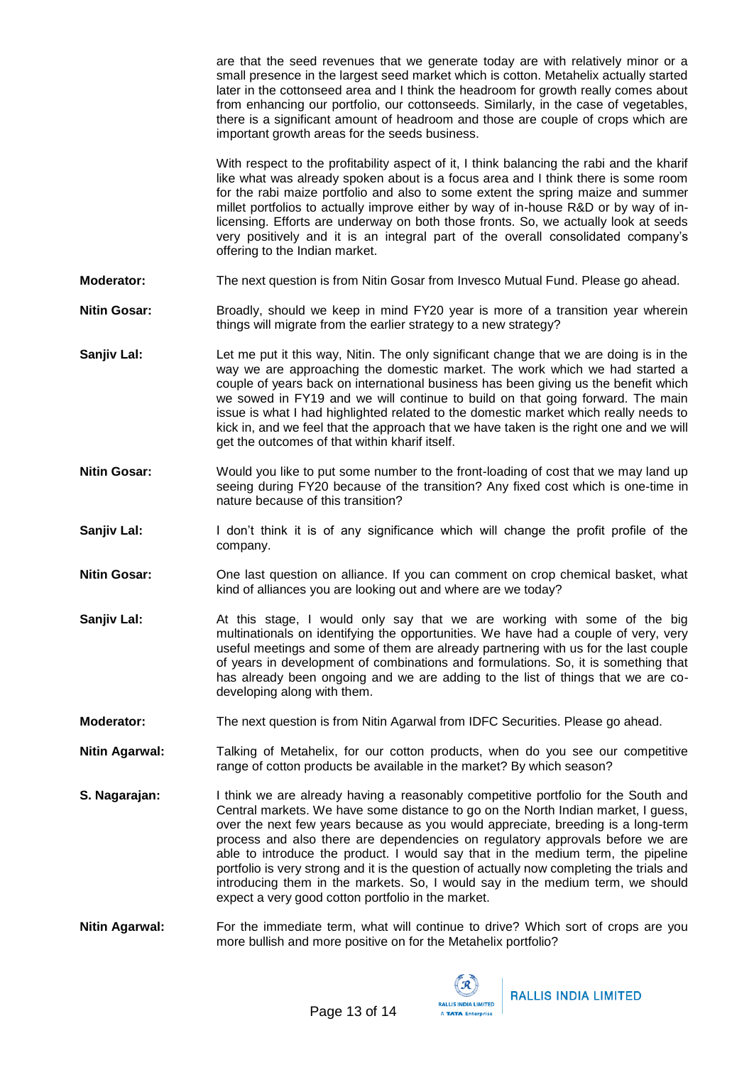are that the seed revenues that we generate today are with relatively minor or a small presence in the largest seed market which is cotton. Metahelix actually started later in the cottonseed area and I think the headroom for growth really comes about from enhancing our portfolio, our cottonseeds. Similarly, in the case of vegetables, there is a significant amount of headroom and those are couple of crops which are important growth areas for the seeds business.

With respect to the profitability aspect of it, I think balancing the rabi and the kharif like what was already spoken about is a focus area and I think there is some room for the rabi maize portfolio and also to some extent the spring maize and summer millet portfolios to actually improve either by way of in-house R&D or by way of in-licensing. Efforts are underway on both those fronts. So, we actually look at seeds very positively and it is an integral part of the overall consolidated company's offering to the Indian market.

**Moderator:** The next question is from Nitin Gosar from Invesco Mutual Fund. Please go ahead.

**Nitin Gosar:** Broadly, should we keep in mind FY20 year is more of a transition year wherein things will migrate from the earlier strategy to a new strategy?

**Sanjiv Lal:** Let me put it this way, Nitin. The only significant change that we are doing is in the way we are approaching the domestic market. The work which we had started a couple of years back on international business has been giving us the benefit which we sowed in FY19 and we will continue to build on that going forward. The main issue is what I had highlighted related to the domestic market which really needs to kick in, and we feel that the approach that we have taken is the right one and we will get the outcomes of that within kharif itself.

**Nitin Gosar:** Would you like to put some number to the front-loading of cost that we may land up seeing during FY20 because of the transition? Any fixed cost which is one-time in nature because of this transition?

**Sanjiv Lal:** I don't think it is of any significance which will change the profit profile of the company.

**Nitin Gosar:** One last question on alliance. If you can comment on crop chemical basket, what kind of alliances you are looking out and where are we today?

**Sanjiv Lal:** At this stage, I would only say that we are working with some of the big multinationals on identifying the opportunities. We have had a couple of very, very useful meetings and some of them are already partnering with us for the last couple of years in development of combinations and formulations. So, it is something that has already been ongoing and we are adding to the list of things that we are co-developing along with them.

**Moderator:** The next question is from Nitin Agarwal from IDFC Securities. Please go ahead.

**Nitin Agarwal:** Talking of Metahelix, for our cotton products, when do you see our competitive range of cotton products be available in the market? By which season?

**S. Nagarajan:** I think we are already having a reasonably competitive portfolio for the South and Central markets. We have some distance to go on the North Indian market, I guess, over the next few years because as you would appreciate, breeding is a long-term process and also there are dependencies on regulatory approvals before we are able to introduce the product. I would say that in the medium term, the pipeline portfolio is very strong and it is the question of actually now completing the trials and introducing them in the markets. So, I would say in the medium term, we should expect a very good cotton portfolio in the market.

**Nitin Agarwal:** For the immediate term, what will continue to drive? Which sort of crops are you more bullish and more positive on for the Metahelix portfolio?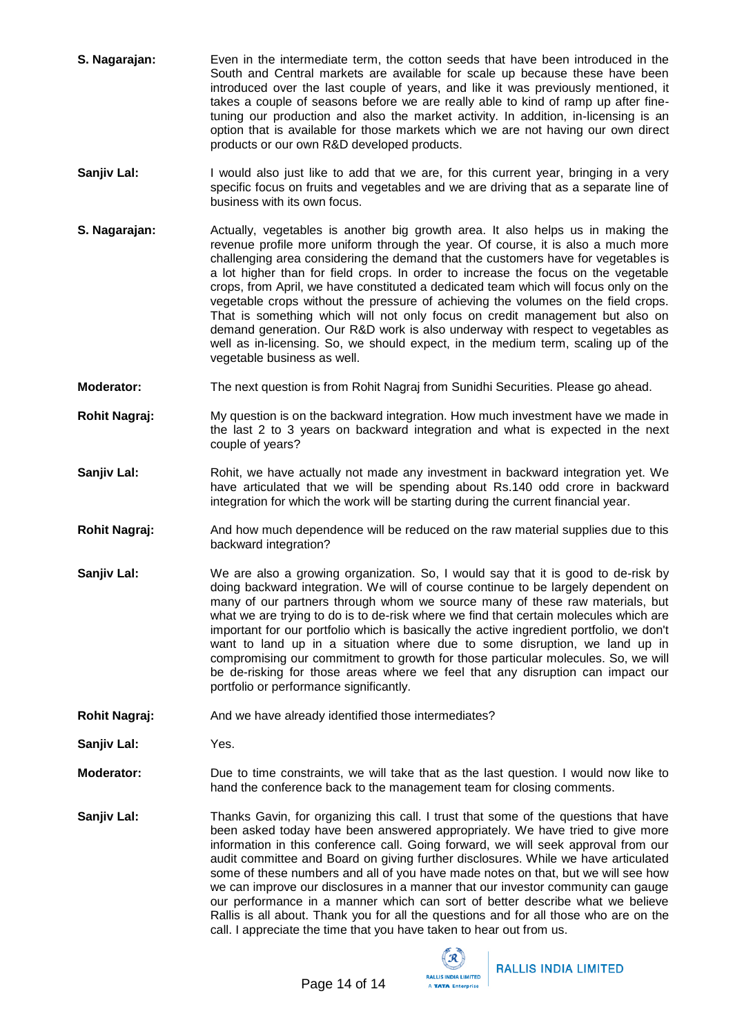**S. Nagarajan:** Even in the intermediate term, the cotton seeds that have been introduced in the South and Central markets are available for scale up because these have been introduced over the last couple of years, and like it was previously mentioned, it takes a couple of seasons before we are really able to kind of ramp up after fine-tuning our production and also the market activity. In addition, in-licensing is an option that is available for those markets which we are not having our own direct products or our own R&D developed products.

**Sanjiv Lal:** I would also just like to add that we are, for this current year, bringing in a very specific focus on fruits and vegetables and we are driving that as a separate line of business with its own focus.

**S. Nagarajan:** Actually, vegetables is another big growth area. It also helps us in making the revenue profile more uniform through the year. Of course, it is also a much more challenging area considering the demand that the customers have for vegetables is a lot higher than for field crops. In order to increase the focus on the vegetable crops, from April, we have constituted a dedicated team which will focus only on the vegetable crops without the pressure of achieving the volumes on the field crops. That is something which will not only focus on credit management but also on demand generation. Our R&D work is also underway with respect to vegetables as well as in-licensing. So, we should expect, in the medium term, scaling up of the vegetable business as well.

**Moderator:** The next question is from Rohit Nagraj from Sunidhi Securities. Please go ahead.

**Rohit Nagraj:** My question is on the backward integration. How much investment have we made in the last 2 to 3 years on backward integration and what is expected in the next couple of years?

**Sanjiv Lal:** Rohit, we have actually not made any investment in backward integration yet. We have articulated that we will be spending about Rs.140 odd crore in backward integration for which the work will be starting during the current financial year.

**Rohit Nagraj:** And how much dependence will be reduced on the raw material supplies due to this backward integration?

**Sanjiv Lal:** We are also a growing organization. So, I would say that it is good to de-risk by doing backward integration. We will of course continue to be largely dependent on many of our partners through whom we source many of these raw materials, but what we are trying to do is to de-risk where we find that certain molecules which are important for our portfolio which is basically the active ingredient portfolio, we don't want to land up in a situation where due to some disruption, we land up in compromising our commitment to growth for those particular molecules. So, we will be de-risking for those areas where we feel that any disruption can impact our portfolio or performance significantly.

**Rohit Nagraj:** And we have already identified those intermediates?

**Sanjiv Lal:** Yes.

**Moderator:** Due to time constraints, we will take that as the last question. I would now like to hand the conference back to the management team for closing comments.

**Sanjiv Lal:** Thanks Gavin, for organizing this call. I trust that some of the questions that have been asked today have been answered appropriately. We have tried to give more information in this conference call. Going forward, we will seek approval from our audit committee and Board on giving further disclosures. While we have articulated some of these numbers and all of you have made notes on that, but we will see how we can improve our disclosures in a manner that our investor community can gauge our performance in a manner which can sort of better describe what we believe Rallis is all about. Thank you for all the questions and for all those who are on the call. I appreciate the time that you have taken to hear out from us.